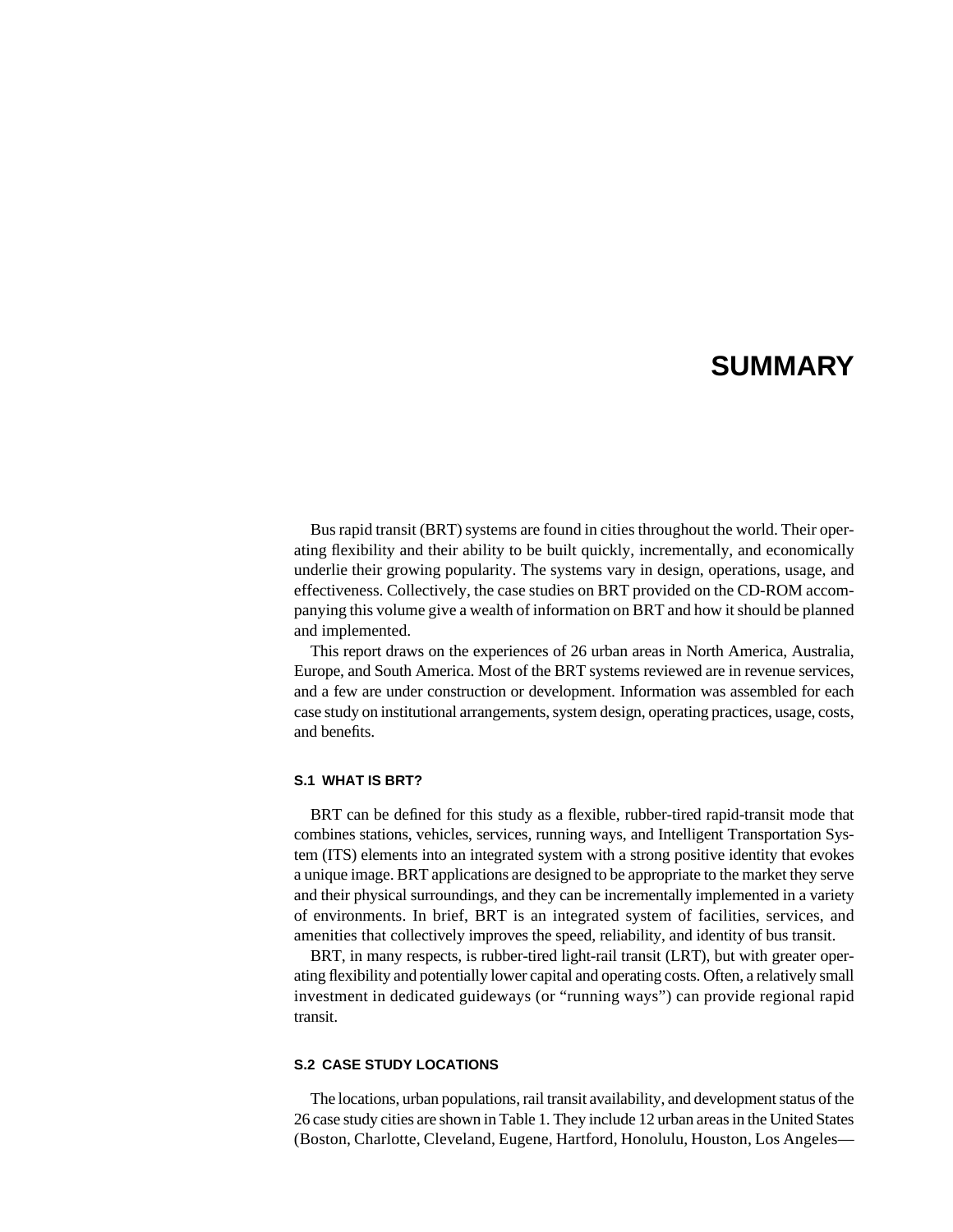# SUMMARY

Bus rapid transit (BRT) systems are found in cities throughout the world. Their operating flexibility and their ability to be built quickly, incrementally, and economically underlie their growing popularity. The systems vary in design, operations, usage, and effectiveness. Collectively, the case studies on BRT provided on the CD-ROM accompanying this volume give a wealth of information on BRT and how it should be planned and implemented.

This report draws on the experiences of 26 urban areas in North America, Australia, Europe, and South America. Most of the BRT systems reviewed are in revenue services, and a few are under construction or development. Information was assembled for each case study on institutional arrangements, system design, operating practices, usage, costs, and benefits.

### S.1 WHAT IS BRT?

BRT can be defined for this study as a flexible, rubber-tired rapid-transit mode that combines stations, vehicles, services, running ways, and Intelligent Transportation System (ITS) elements into an integrated system with a strong positive identity that evokes a unique image. BRT applications are designed to be appropriate to the market they serve and their physical surroundings, and they can be incrementally implemented in a variety of environments. In brief, BRT is an integrated system of facilities, services, and amenities that collectively improves the speed, reliability, and identity of bus transit.

BRT, in many respects, is rubber-tired light-rail transit (LRT), but with greater operating flexibility and potentially lower capital and operating costs. Often, a relatively small investment in dedicated guideways (or "running ways") can provide regional rapid transit.

### S.2 CASE STUDY LOCATIONS

The locations, urban populations, rail transit availability, and development status of the 26 case study cities are shown in Table 1. They include 12 urban areas in the United States (Boston, Charlotte, Cleveland, Eugene, Hartford, Honolulu, Houston, Los Angeles—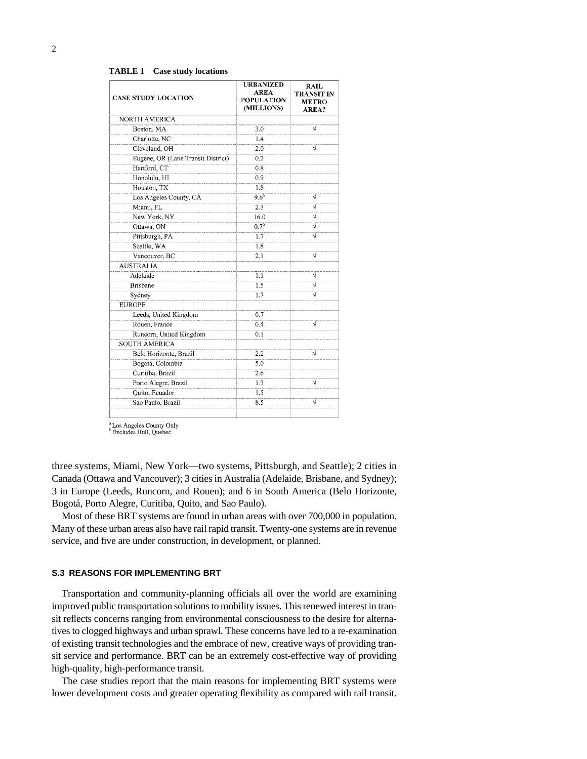**TABLE 1 Case study locations**

| CASE STUDY LOCATION | URBANIZED AREA POPULATION (MILLIONS) | RAIL TRANSIT IN METRO AREA? |
|---|---|---|
| NORTH AMERICA | | |
| Boston, MA | 3.0 | √ |
| Charlotte, NC | 1.4 | |
| Cleveland, OH | 2.0 | √ |
| Eugene, OR (Lane Transit District) | 0.2 | |
| Hartford, CT | 0.8 | |
| Honolulu, HI | 0.9 | |
| Houston, TX | 1.8 | |
| Los Angeles County, CA | 9.6[a] | √ |
| Miami, FL | 2.3 | √ |
| New York, NY | 16.0 | √ |
| Ottawa, ON | 0.7[b] | √ |
| Pittsburgh, PA | 1.7 | √ |
| Seattle, WA | 1.8 | |
| Vancouver, BC | 2.1 | √ |
| AUSTRALIA | | |
| Adelaide | 1.1 | √ |
| Brisbane | 1.5 | √ |
| Sydney | 1.7 | √ |
| EUROPE | | |
| Leeds, United Kingdom | 0.7 | |
| Rouen, France | 0.4 | √ |
| Runcorn, United Kingdom | 0.1 | |
| SOUTH AMERICA | | |
| Belo Horizonte, Brazil | 2.2 | √ |
| Bogotá, Colombia | 5.0 | |
| Curitiba, Brazil | 2.6 | |
| Porto Alegre, Brazil | 1.3 | √ |
| Quito, Ecuador | 1.5 | |
| Sao Paulo, Brazil | 8.5 | √ |

[a] Los Angeles County Only
[b] Excludes Hull, Quebec

three systems, Miami, New York—two systems, Pittsburgh, and Seattle); 2 cities in Canada (Ottawa and Vancouver); 3 cities in Australia (Adelaide, Brisbane, and Sydney); 3 in Europe (Leeds, Runcorn, and Rouen); and 6 in South America (Belo Horizonte, Bogotá, Porto Alegre, Curitiba, Quito, and Sao Paulo).

Most of these BRT systems are found in urban areas with over 700,000 in population. Many of these urban areas also have rail rapid transit. Twenty-one systems are in revenue service, and five are under construction, in development, or planned.

### S.3 REASONS FOR IMPLEMENTING BRT

Transportation and community-planning officials all over the world are examining improved public transportation solutions to mobility issues. This renewed interest in transit reflects concerns ranging from environmental consciousness to the desire for alternatives to clogged highways and urban sprawl. These concerns have led to a re-examination of existing transit technologies and the embrace of new, creative ways of providing transit service and performance. BRT can be an extremely cost-effective way of providing high-quality, high-performance transit.

The case studies report that the main reasons for implementing BRT systems were lower development costs and greater operating flexibility as compared with rail transit.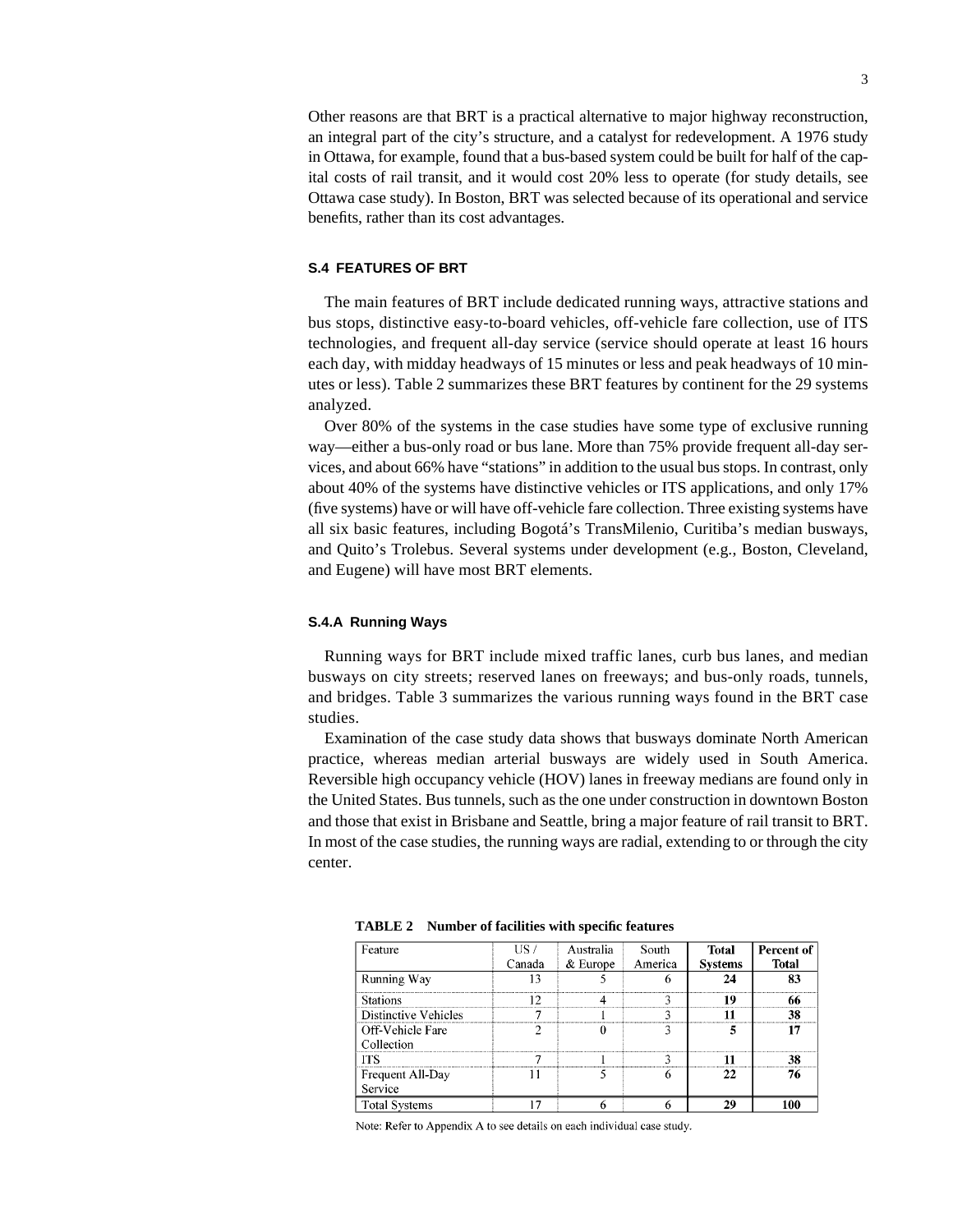Other reasons are that BRT is a practical alternative to major highway reconstruction, an integral part of the city's structure, and a catalyst for redevelopment. A 1976 study in Ottawa, for example, found that a bus-based system could be built for half of the capital costs of rail transit, and it would cost 20% less to operate (for study details, see Ottawa case study). In Boston, BRT was selected because of its operational and service benefits, rather than its cost advantages.

### S.4 FEATURES OF BRT

The main features of BRT include dedicated running ways, attractive stations and bus stops, distinctive easy-to-board vehicles, off-vehicle fare collection, use of ITS technologies, and frequent all-day service (service should operate at least 16 hours each day, with midday headways of 15 minutes or less and peak headways of 10 minutes or less). Table 2 summarizes these BRT features by continent for the 29 systems analyzed.

Over 80% of the systems in the case studies have some type of exclusive running way—either a bus-only road or bus lane. More than 75% provide frequent all-day services, and about 66% have "stations" in addition to the usual bus stops. In contrast, only about 40% of the systems have distinctive vehicles or ITS applications, and only 17% (five systems) have or will have off-vehicle fare collection. Three existing systems have all six basic features, including Bogotá's TransMilenio, Curitiba's median busways, and Quito's Trolebus. Several systems under development (e.g., Boston, Cleveland, and Eugene) will have most BRT elements.

#### S.4.A Running Ways

Running ways for BRT include mixed traffic lanes, curb bus lanes, and median busways on city streets; reserved lanes on freeways; and bus-only roads, tunnels, and bridges. Table 3 summarizes the various running ways found in the BRT case studies.

Examination of the case study data shows that busways dominate North American practice, whereas median arterial busways are widely used in South America. Reversible high occupancy vehicle (HOV) lanes in freeway medians are found only in the United States. Bus tunnels, such as the one under construction in downtown Boston and those that exist in Brisbane and Seattle, bring a major feature of rail transit to BRT. In most of the case studies, the running ways are radial, extending to or through the city center.

**TABLE 2 Number of facilities with specific features**

| Feature | US / Canada | Australia & Europe | South America | **Total Systems** | **Percent of Total** |
|---|---|---|---|---|---|
| Running Way | 13 | 5 | 6 | **24** | **83** |
| Stations | 12 | 4 | 3 | **19** | **66** |
| Distinctive Vehicles | 7 | 1 | 3 | **11** | **38** |
| Off-Vehicle Fare Collection | 2 | 0 | 3 | **5** | **17** |
| ITS | 7 | 1 | 3 | **11** | **38** |
| Frequent All-Day Service | 11 | 5 | 6 | **22** | **76** |
| Total Systems | 17 | 6 | 6 | **29** | **100** |

Note: Refer to Appendix A to see details on each individual case study.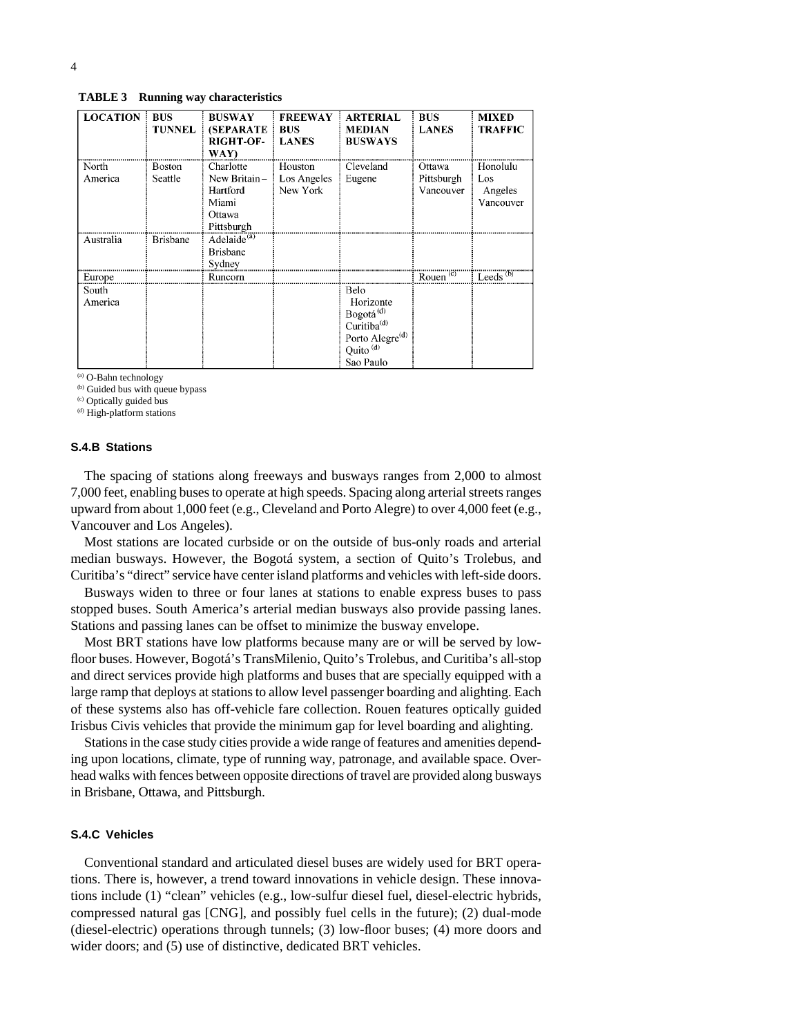**TABLE 3 Running way characteristics**

| LOCATION | BUS TUNNEL | BUSWAY (SEPARATE RIGHT-OF-WAY) | FREEWAY BUS LANES | ARTERIAL MEDIAN BUSWAYS | BUS LANES | MIXED TRAFFIC |
|---|---|---|---|---|---|---|
| North America | Boston<br>Seattle | Charlotte<br>New Britain – Hartford<br>Miami<br>Ottawa<br>Pittsburgh | Houston<br>Los Angeles<br>New York | Cleveland<br>Eugene | Ottawa<br>Pittsburgh<br>Vancouver | Honolulu<br>Los Angeles<br>Vancouver |
| Australia | Brisbane | Adelaide [(a)]<br>Brisbane<br>Sydney | | | | |
| Europe | | Runcorn | | | Rouen [(c)] | Leeds [(b)] |
| South America | | | | Belo Horizonte<br>Bogotá [(d)]<br>Curitiba [(d)]<br>Porto Alegre [(d)]<br>Quito [(d)]<br>Sao Paulo | | |

[(a)] O-Bahn technology
[(b)] Guided bus with queue bypass
[(c)] Optically guided bus
[(d)] High-platform stations

### S.4.B Stations

The spacing of stations along freeways and busways ranges from 2,000 to almost 7,000 feet, enabling buses to operate at high speeds. Spacing along arterial streets ranges upward from about 1,000 feet (e.g., Cleveland and Porto Alegre) to over 4,000 feet (e.g., Vancouver and Los Angeles).

Most stations are located curbside or on the outside of bus-only roads and arterial median busways. However, the Bogotá system, a section of Quito's Trolebus, and Curitiba's "direct" service have center island platforms and vehicles with left-side doors.

Busways widen to three or four lanes at stations to enable express buses to pass stopped buses. South America's arterial median busways also provide passing lanes. Stations and passing lanes can be offset to minimize the busway envelope.

Most BRT stations have low platforms because many are or will be served by low-floor buses. However, Bogotá's TransMilenio, Quito's Trolebus, and Curitiba's all-stop and direct services provide high platforms and buses that are specially equipped with a large ramp that deploys at stations to allow level passenger boarding and alighting. Each of these systems also has off-vehicle fare collection. Rouen features optically guided Irisbus Civis vehicles that provide the minimum gap for level boarding and alighting.

Stations in the case study cities provide a wide range of features and amenities depending upon locations, climate, type of running way, patronage, and available space. Overhead walks with fences between opposite directions of travel are provided along busways in Brisbane, Ottawa, and Pittsburgh.

### S.4.C Vehicles

Conventional standard and articulated diesel buses are widely used for BRT operations. There is, however, a trend toward innovations in vehicle design. These innovations include (1) "clean" vehicles (e.g., low-sulfur diesel fuel, diesel-electric hybrids, compressed natural gas [CNG], and possibly fuel cells in the future); (2) dual-mode (diesel-electric) operations through tunnels; (3) low-floor buses; (4) more doors and wider doors; and (5) use of distinctive, dedicated BRT vehicles.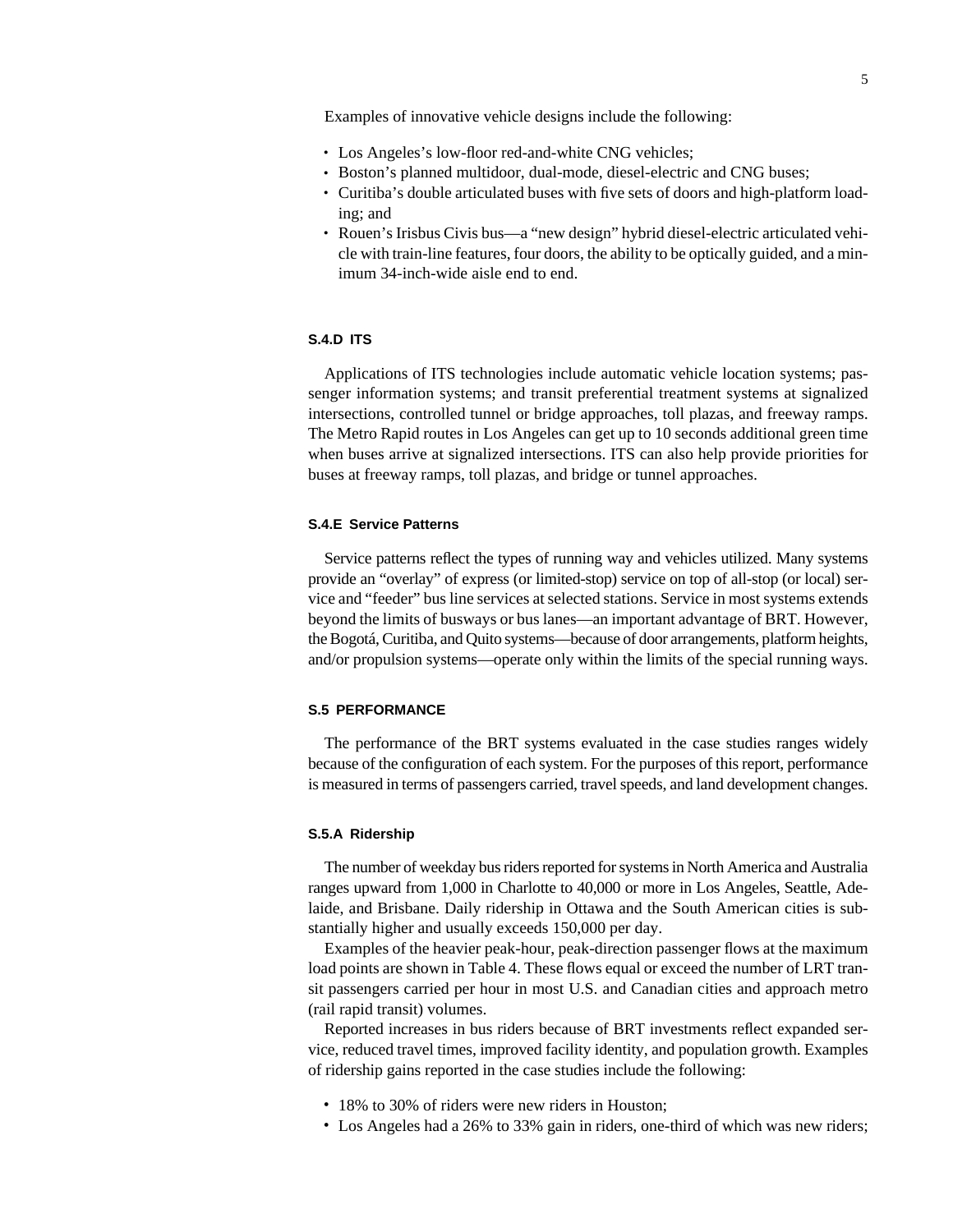Examples of innovative vehicle designs include the following:

- Los Angeles's low-floor red-and-white CNG vehicles;
- Boston's planned multidoor, dual-mode, diesel-electric and CNG buses;
- Curitiba's double articulated buses with five sets of doors and high-platform loading; and
- Rouen's Irisbus Civis bus—a "new design" hybrid diesel-electric articulated vehicle with train-line features, four doors, the ability to be optically guided, and a minimum 34-inch-wide aisle end to end.

### S.4.D ITS

Applications of ITS technologies include automatic vehicle location systems; passenger information systems; and transit preferential treatment systems at signalized intersections, controlled tunnel or bridge approaches, toll plazas, and freeway ramps. The Metro Rapid routes in Los Angeles can get up to 10 seconds additional green time when buses arrive at signalized intersections. ITS can also help provide priorities for buses at freeway ramps, toll plazas, and bridge or tunnel approaches.

### S.4.E Service Patterns

Service patterns reflect the types of running way and vehicles utilized. Many systems provide an "overlay" of express (or limited-stop) service on top of all-stop (or local) service and "feeder" bus line services at selected stations. Service in most systems extends beyond the limits of busways or bus lanes—an important advantage of BRT. However, the Bogotá, Curitiba, and Quito systems—because of door arrangements, platform heights, and/or propulsion systems—operate only within the limits of the special running ways.

## S.5 PERFORMANCE

The performance of the BRT systems evaluated in the case studies ranges widely because of the configuration of each system. For the purposes of this report, performance is measured in terms of passengers carried, travel speeds, and land development changes.

### S.5.A Ridership

The number of weekday bus riders reported for systems in North America and Australia ranges upward from 1,000 in Charlotte to 40,000 or more in Los Angeles, Seattle, Adelaide, and Brisbane. Daily ridership in Ottawa and the South American cities is substantially higher and usually exceeds 150,000 per day.

Examples of the heavier peak-hour, peak-direction passenger flows at the maximum load points are shown in Table 4. These flows equal or exceed the number of LRT transit passengers carried per hour in most U.S. and Canadian cities and approach metro (rail rapid transit) volumes.

Reported increases in bus riders because of BRT investments reflect expanded service, reduced travel times, improved facility identity, and population growth. Examples of ridership gains reported in the case studies include the following:

- 18% to 30% of riders were new riders in Houston;
- Los Angeles had a 26% to 33% gain in riders, one-third of which was new riders;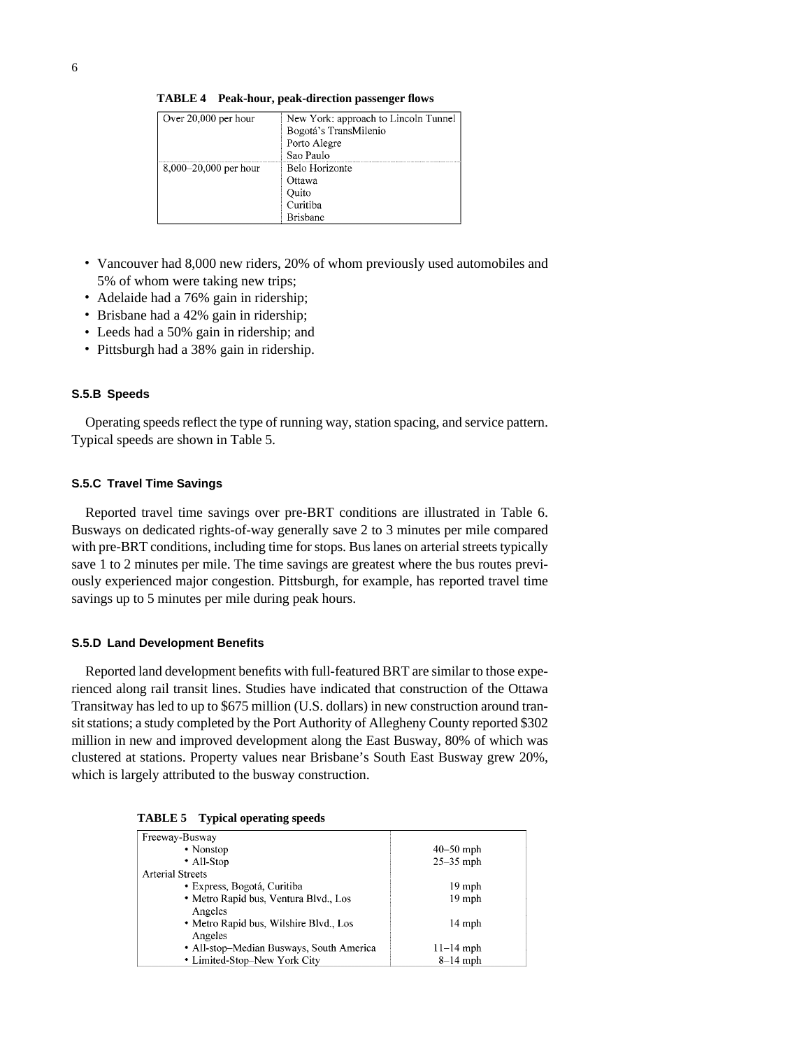**TABLE 4 Peak-hour, peak-direction passenger flows**

| | |
|---|---|
| Over 20,000 per hour | New York: approach to Lincoln Tunnel<br>Bogotá's TransMilenio<br>Porto Alegre<br>Sao Paulo |
| 8,000–20,000 per hour | Belo Horizonte<br>Ottawa<br>Quito<br>Curitiba<br>Brisbane |

- Vancouver had 8,000 new riders, 20% of whom previously used automobiles and 5% of whom were taking new trips;
- Adelaide had a 76% gain in ridership;
- Brisbane had a 42% gain in ridership;
- Leeds had a 50% gain in ridership; and
- Pittsburgh had a 38% gain in ridership.

### S.5.B Speeds

Operating speeds reflect the type of running way, station spacing, and service pattern. Typical speeds are shown in Table 5.

### S.5.C Travel Time Savings

Reported travel time savings over pre-BRT conditions are illustrated in Table 6. Busways on dedicated rights-of-way generally save 2 to 3 minutes per mile compared with pre-BRT conditions, including time for stops. Bus lanes on arterial streets typically save 1 to 2 minutes per mile. The time savings are greatest where the bus routes previously experienced major congestion. Pittsburgh, for example, has reported travel time savings up to 5 minutes per mile during peak hours.

### S.5.D Land Development Benefits

Reported land development benefits with full-featured BRT are similar to those experienced along rail transit lines. Studies have indicated that construction of the Ottawa Transitway has led to up to $675 million (U.S. dollars) in new construction around transit stations; a study completed by the Port Authority of Allegheny County reported $302 million in new and improved development along the East Busway, 80% of which was clustered at stations. Property values near Brisbane's South East Busway grew 20%, which is largely attributed to the busway construction.

**TABLE 5 Typical operating speeds**

| | |
|---|---|
| Freeway-Busway | |
| • Nonstop | 40–50 mph |
| • All-Stop | 25–35 mph |
| Arterial Streets | |
| • Express, Bogotá, Curitiba | 19 mph |
| • Metro Rapid bus, Ventura Blvd., Los Angeles | 19 mph |
| • Metro Rapid bus, Wilshire Blvd., Los Angeles | 14 mph |
| • All-stop–Median Busways, South America | 11–14 mph |
| • Limited-Stop–New York City | 8–14 mph |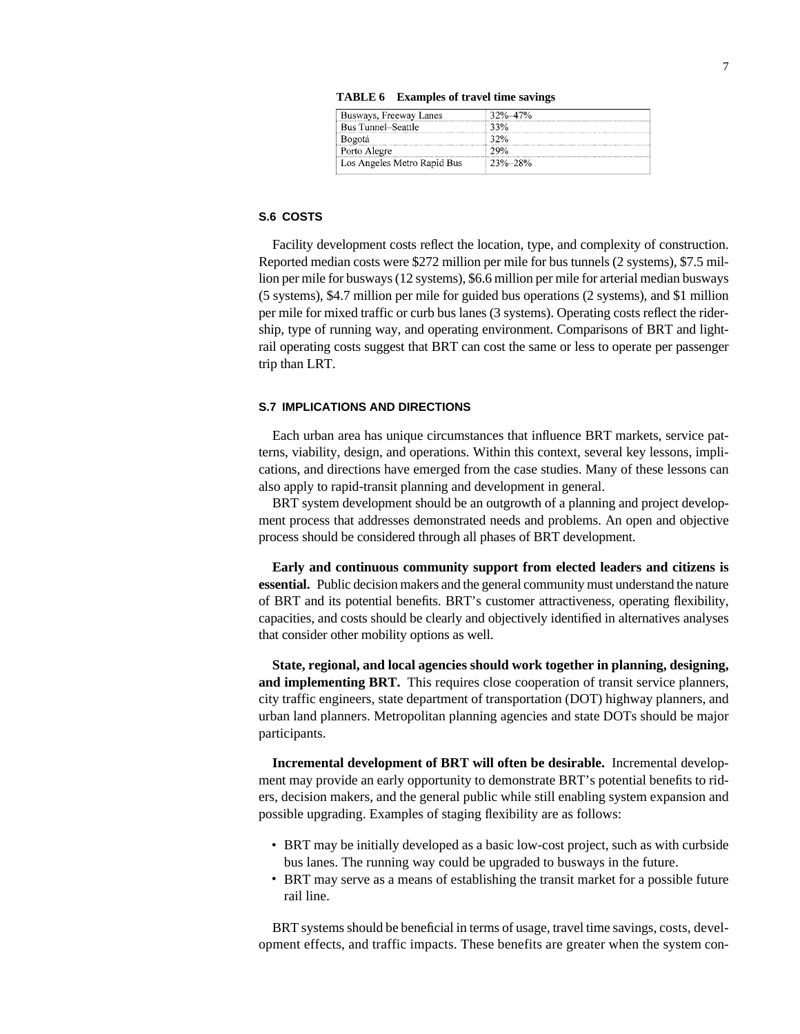**TABLE 6 Examples of travel time savings**

| | |
|---|---|
| Busways, Freeway Lanes | 32%–47% |
| Bus Tunnel–Seattle | 33% |
| Bogotá | 32% |
| Porto Alegre | 29% |
| Los Angeles Metro Rapid Bus | 23%–28% |

## S.6 COSTS

Facility development costs reflect the location, type, and complexity of construction. Reported median costs were $272 million per mile for bus tunnels (2 systems), $7.5 million per mile for busways (12 systems), $6.6 million per mile for arterial median busways (5 systems), $4.7 million per mile for guided bus operations (2 systems), and $1 million per mile for mixed traffic or curb bus lanes (3 systems). Operating costs reflect the ridership, type of running way, and operating environment. Comparisons of BRT and light-rail operating costs suggest that BRT can cost the same or less to operate per passenger trip than LRT.

## S.7 IMPLICATIONS AND DIRECTIONS

Each urban area has unique circumstances that influence BRT markets, service patterns, viability, design, and operations. Within this context, several key lessons, implications, and directions have emerged from the case studies. Many of these lessons can also apply to rapid-transit planning and development in general.

BRT system development should be an outgrowth of a planning and project development process that addresses demonstrated needs and problems. An open and objective process should be considered through all phases of BRT development.

**Early and continuous community support from elected leaders and citizens is essential.** Public decision makers and the general community must understand the nature of BRT and its potential benefits. BRT's customer attractiveness, operating flexibility, capacities, and costs should be clearly and objectively identified in alternatives analyses that consider other mobility options as well.

**State, regional, and local agencies should work together in planning, designing, and implementing BRT.** This requires close cooperation of transit service planners, city traffic engineers, state department of transportation (DOT) highway planners, and urban land planners. Metropolitan planning agencies and state DOTs should be major participants.

**Incremental development of BRT will often be desirable.** Incremental development may provide an early opportunity to demonstrate BRT's potential benefits to riders, decision makers, and the general public while still enabling system expansion and possible upgrading. Examples of staging flexibility are as follows:

- BRT may be initially developed as a basic low-cost project, such as with curbside bus lanes. The running way could be upgraded to busways in the future.
- BRT may serve as a means of establishing the transit market for a possible future rail line.

BRT systems should be beneficial in terms of usage, travel time savings, costs, development effects, and traffic impacts. These benefits are greater when the system con-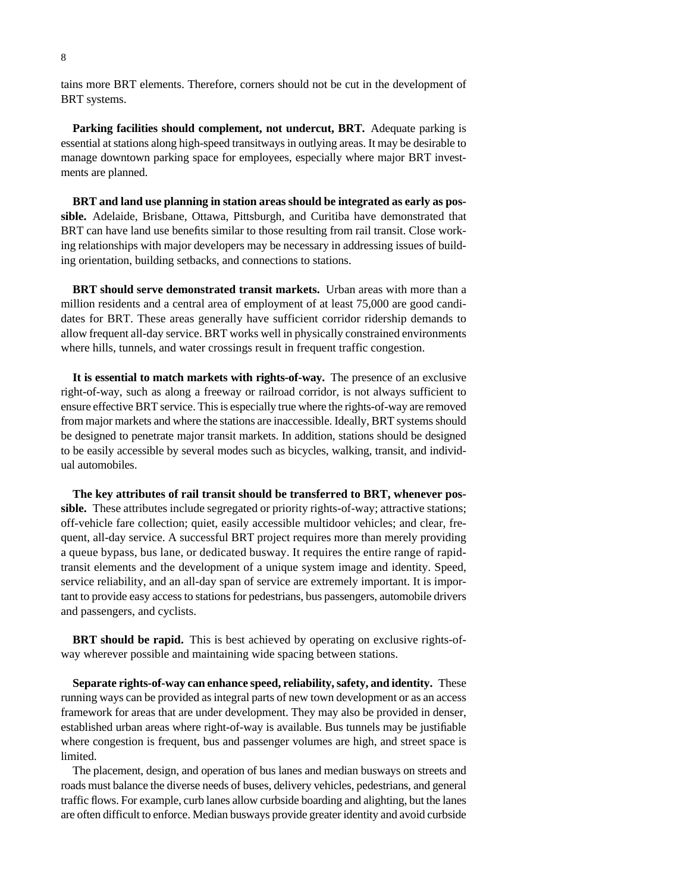tains more BRT elements. Therefore, corners should not be cut in the development of BRT systems.

**Parking facilities should complement, not undercut, BRT.** Adequate parking is essential at stations along high-speed transitways in outlying areas. It may be desirable to manage downtown parking space for employees, especially where major BRT investments are planned.

**BRT and land use planning in station areas should be integrated as early as possible.** Adelaide, Brisbane, Ottawa, Pittsburgh, and Curitiba have demonstrated that BRT can have land use benefits similar to those resulting from rail transit. Close working relationships with major developers may be necessary in addressing issues of building orientation, building setbacks, and connections to stations.

**BRT should serve demonstrated transit markets.** Urban areas with more than a million residents and a central area of employment of at least 75,000 are good candidates for BRT. These areas generally have sufficient corridor ridership demands to allow frequent all-day service. BRT works well in physically constrained environments where hills, tunnels, and water crossings result in frequent traffic congestion.

**It is essential to match markets with rights-of-way.** The presence of an exclusive right-of-way, such as along a freeway or railroad corridor, is not always sufficient to ensure effective BRT service. This is especially true where the rights-of-way are removed from major markets and where the stations are inaccessible. Ideally, BRT systems should be designed to penetrate major transit markets. In addition, stations should be designed to be easily accessible by several modes such as bicycles, walking, transit, and individual automobiles.

**The key attributes of rail transit should be transferred to BRT, whenever possible.** These attributes include segregated or priority rights-of-way; attractive stations; off-vehicle fare collection; quiet, easily accessible multidoor vehicles; and clear, frequent, all-day service. A successful BRT project requires more than merely providing a queue bypass, bus lane, or dedicated busway. It requires the entire range of rapid-transit elements and the development of a unique system image and identity. Speed, service reliability, and an all-day span of service are extremely important. It is important to provide easy access to stations for pedestrians, bus passengers, automobile drivers and passengers, and cyclists.

**BRT should be rapid.** This is best achieved by operating on exclusive rights-of-way wherever possible and maintaining wide spacing between stations.

**Separate rights-of-way can enhance speed, reliability, safety, and identity.** These running ways can be provided as integral parts of new town development or as an access framework for areas that are under development. They may also be provided in denser, established urban areas where right-of-way is available. Bus tunnels may be justifiable where congestion is frequent, bus and passenger volumes are high, and street space is limited.

The placement, design, and operation of bus lanes and median busways on streets and roads must balance the diverse needs of buses, delivery vehicles, pedestrians, and general traffic flows. For example, curb lanes allow curbside boarding and alighting, but the lanes are often difficult to enforce. Median busways provide greater identity and avoid curbside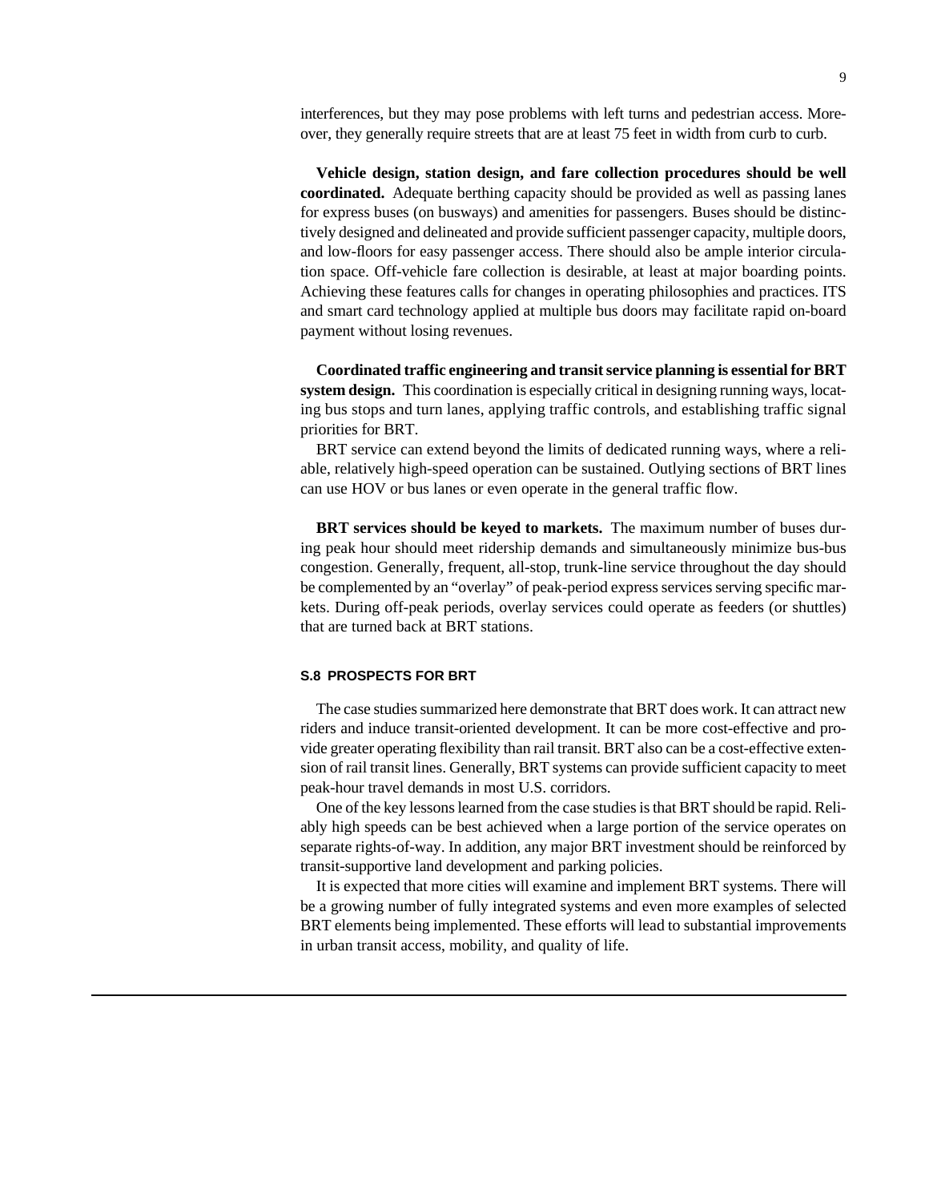interferences, but they may pose problems with left turns and pedestrian access. Moreover, they generally require streets that are at least 75 feet in width from curb to curb.

**Vehicle design, station design, and fare collection procedures should be well coordinated.** Adequate berthing capacity should be provided as well as passing lanes for express buses (on busways) and amenities for passengers. Buses should be distinctively designed and delineated and provide sufficient passenger capacity, multiple doors, and low-floors for easy passenger access. There should also be ample interior circulation space. Off-vehicle fare collection is desirable, at least at major boarding points. Achieving these features calls for changes in operating philosophies and practices. ITS and smart card technology applied at multiple bus doors may facilitate rapid on-board payment without losing revenues.

**Coordinated traffic engineering and transit service planning is essential for BRT system design.** This coordination is especially critical in designing running ways, locating bus stops and turn lanes, applying traffic controls, and establishing traffic signal priorities for BRT.

BRT service can extend beyond the limits of dedicated running ways, where a reliable, relatively high-speed operation can be sustained. Outlying sections of BRT lines can use HOV or bus lanes or even operate in the general traffic flow.

**BRT services should be keyed to markets.** The maximum number of buses during peak hour should meet ridership demands and simultaneously minimize bus-bus congestion. Generally, frequent, all-stop, trunk-line service throughout the day should be complemented by an "overlay" of peak-period express services serving specific markets. During off-peak periods, overlay services could operate as feeders (or shuttles) that are turned back at BRT stations.

## S.8 PROSPECTS FOR BRT

The case studies summarized here demonstrate that BRT does work. It can attract new riders and induce transit-oriented development. It can be more cost-effective and provide greater operating flexibility than rail transit. BRT also can be a cost-effective extension of rail transit lines. Generally, BRT systems can provide sufficient capacity to meet peak-hour travel demands in most U.S. corridors.

One of the key lessons learned from the case studies is that BRT should be rapid. Reliably high speeds can be best achieved when a large portion of the service operates on separate rights-of-way. In addition, any major BRT investment should be reinforced by transit-supportive land development and parking policies.

It is expected that more cities will examine and implement BRT systems. There will be a growing number of fully integrated systems and even more examples of selected BRT elements being implemented. These efforts will lead to substantial improvements in urban transit access, mobility, and quality of life.